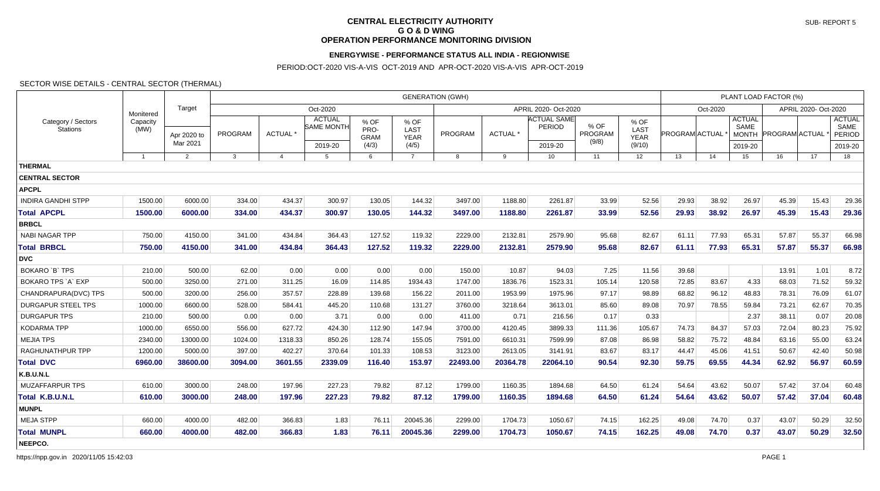# CENTRAL ELECTRICITY AUTHORITY
## G O & D WING
## OPERATION PERFORMANCE MONITORING DIVISION

### ENERGYWISE - PERFORMANCE STATUS ALL INDIA - REGIONWISE

PERIOD:OCT-2020 VIS-A-VIS OCT-2019 AND APR-OCT-2020 VIS-A-VIS APR-OCT-2019

SECTOR WISE DETAILS - CENTRAL SECTOR (THERMAL)

| Category / Sectors Stations | Monitered Capacity (MW) | Target | GENERATION (GWH) | | | | | | | | | | PLANT LOAD FACTOR (%) | | | | | |
|---|---|---|---|---|---|---|---|---|---|---|---|---|---|---|---|---|---|---|
| | | | Oct-2020 | | | | | APRIL 2020- Oct-2020 | | | | | Oct-2020 | | | APRIL 2020- Oct-2020 | | |
| | | Apr 2020 to Mar 2021 | PROGRAM | ACTUAL * | ACTUAL SAME MONTH 2019-20 | % OF PRO-GRAM (4/3) | % OF LAST YEAR (4/5) | PROGRAM | ACTUAL * | ACTUAL SAME PERIOD 2019-20 | % OF PROGRAM (9/8) | % OF LAST YEAR (9/10) | PROGRAM | ACTUAL * | ACTUAL SAME MONTH 2019-20 | PROGRAM | ACTUAL * | ACTUAL SAME PERIOD 2019-20 |
| | 1 | 2 | 3 | 4 | 5 | 6 | 7 | 8 | 9 | 10 | 11 | 12 | 13 | 14 | 15 | 16 | 17 | 18 |
| **THERMAL** | | | | | | | | | | | | | | | | | | |
| **CENTRAL SECTOR** | | | | | | | | | | | | | | | | | | |
| **APCPL** | | | | | | | | | | | | | | | | | | |
| INDIRA GANDHI STPP | 1500.00 | 6000.00 | 334.00 | 434.37 | 300.97 | 130.05 | 144.32 | 3497.00 | 1188.80 | 2261.87 | 33.99 | 52.56 | 29.93 | 38.92 | 26.97 | 45.39 | 15.43 | 29.36 |
| **Total APCPL** | **1500.00** | **6000.00** | **334.00** | **434.37** | **300.97** | **130.05** | **144.32** | **3497.00** | **1188.80** | **2261.87** | **33.99** | **52.56** | **29.93** | **38.92** | **26.97** | **45.39** | **15.43** | **29.36** |
| **BRBCL** | | | | | | | | | | | | | | | | | | |
| NABI NAGAR TPP | 750.00 | 4150.00 | 341.00 | 434.84 | 364.43 | 127.52 | 119.32 | 2229.00 | 2132.81 | 2579.90 | 95.68 | 82.67 | 61.11 | 77.93 | 65.31 | 57.87 | 55.37 | 66.98 |
| **Total BRBCL** | **750.00** | **4150.00** | **341.00** | **434.84** | **364.43** | **127.52** | **119.32** | **2229.00** | **2132.81** | **2579.90** | **95.68** | **82.67** | **61.11** | **77.93** | **65.31** | **57.87** | **55.37** | **66.98** |
| **DVC** | | | | | | | | | | | | | | | | | | |
| BOKARO `B` TPS | 210.00 | 500.00 | 62.00 | 0.00 | 0.00 | 0.00 | 0.00 | 150.00 | 10.87 | 94.03 | 7.25 | 11.56 | 39.68 | | | 13.91 | 1.01 | 8.72 |
| BOKARO TPS `A` EXP | 500.00 | 3250.00 | 271.00 | 311.25 | 16.09 | 114.85 | 1934.43 | 1747.00 | 1836.76 | 1523.31 | 105.14 | 120.58 | 72.85 | 83.67 | 4.33 | 68.03 | 71.52 | 59.32 |
| CHANDRAPURA(DVC) TPS | 500.00 | 3200.00 | 256.00 | 357.57 | 228.89 | 139.68 | 156.22 | 2011.00 | 1953.99 | 1975.96 | 97.17 | 98.89 | 68.82 | 96.12 | 48.83 | 78.31 | 76.09 | 61.07 |
| DURGAPUR STEEL TPS | 1000.00 | 6600.00 | 528.00 | 584.41 | 445.20 | 110.68 | 131.27 | 3760.00 | 3218.64 | 3613.01 | 85.60 | 89.08 | 70.97 | 78.55 | 59.84 | 73.21 | 62.67 | 70.35 |
| DURGAPUR TPS | 210.00 | 500.00 | 0.00 | 0.00 | 3.71 | 0.00 | 0.00 | 411.00 | 0.71 | 216.56 | 0.17 | 0.33 | | | 2.37 | 38.11 | 0.07 | 20.08 |
| KODARMA TPP | 1000.00 | 6550.00 | 556.00 | 627.72 | 424.30 | 112.90 | 147.94 | 3700.00 | 4120.45 | 3899.33 | 111.36 | 105.67 | 74.73 | 84.37 | 57.03 | 72.04 | 80.23 | 75.92 |
| MEJIA TPS | 2340.00 | 13000.00 | 1024.00 | 1318.33 | 850.26 | 128.74 | 155.05 | 7591.00 | 6610.31 | 7599.99 | 87.08 | 86.98 | 58.82 | 75.72 | 48.84 | 63.16 | 55.00 | 63.24 |
| RAGHUNATHPUR TPP | 1200.00 | 5000.00 | 397.00 | 402.27 | 370.64 | 101.33 | 108.53 | 3123.00 | 2613.05 | 3141.91 | 83.67 | 83.17 | 44.47 | 45.06 | 41.51 | 50.67 | 42.40 | 50.98 |
| **Total DVC** | **6960.00** | **38600.00** | **3094.00** | **3601.55** | **2339.09** | **116.40** | **153.97** | **22493.00** | **20364.78** | **22064.10** | **90.54** | **92.30** | **59.75** | **69.55** | **44.34** | **62.92** | **56.97** | **60.59** |
| **K.B.U.N.L** | | | | | | | | | | | | | | | | | | |
| MUZAFFARPUR TPS | 610.00 | 3000.00 | 248.00 | 197.96 | 227.23 | 79.82 | 87.12 | 1799.00 | 1160.35 | 1894.68 | 64.50 | 61.24 | 54.64 | 43.62 | 50.07 | 57.42 | 37.04 | 60.48 |
| **Total K.B.U.N.L** | **610.00** | **3000.00** | **248.00** | **197.96** | **227.23** | **79.82** | **87.12** | **1799.00** | **1160.35** | **1894.68** | **64.50** | **61.24** | **54.64** | **43.62** | **50.07** | **57.42** | **37.04** | **60.48** |
| **MUNPL** | | | | | | | | | | | | | | | | | | |
| MEJA STPP | 660.00 | 4000.00 | 482.00 | 366.83 | 1.83 | 76.11 | 20045.36 | 2299.00 | 1704.73 | 1050.67 | 74.15 | 162.25 | 49.08 | 74.70 | 0.37 | 43.07 | 50.29 | 32.50 |
| **Total MUNPL** | **660.00** | **4000.00** | **482.00** | **366.83** | **1.83** | **76.11** | **20045.36** | **2299.00** | **1704.73** | **1050.67** | **74.15** | **162.25** | **49.08** | **74.70** | **0.37** | **43.07** | **50.29** | **32.50** |
| **NEEPCO.** | | | | | | | | | | | | | | | | | | |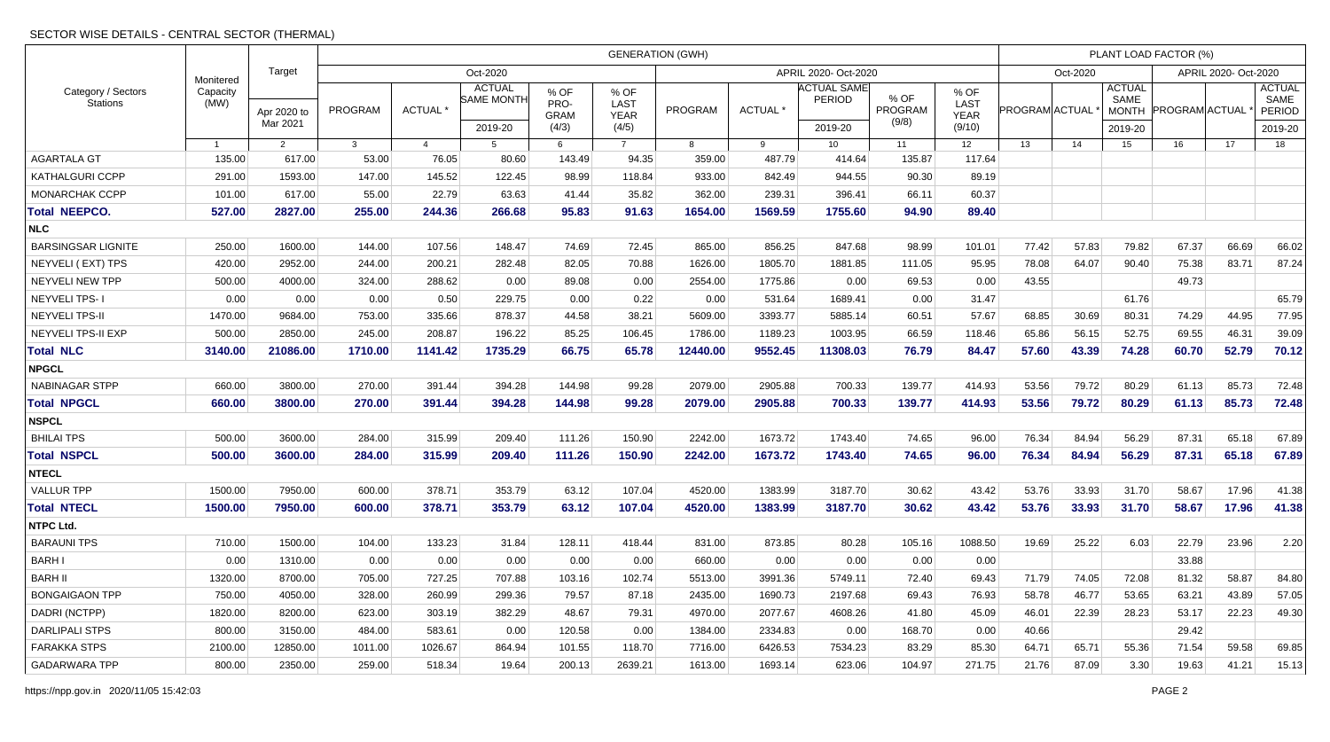SECTOR WISE DETAILS - CENTRAL SECTOR (THERMAL)

| Category / Sectors Stations | Monitered Capacity (MW) | Target Apr 2020 to Mar 2021 | GENERATION (GWH) Oct-2020 PROGRAM | ACTUAL * | ACTUAL SAME MONTH 2019-20 | % OF PRO-GRAM (4/3) | % OF LAST YEAR (4/5) | APRIL 2020- Oct-2020 PROGRAM | ACTUAL * | ACTUAL SAME PERIOD 2019-20 | % OF PROGRAM (9/8) | % OF LAST YEAR (9/10) | PLANT LOAD FACTOR (%) Oct-2020 PROGRAM | ACTUAL * | ACTUAL SAME MONTH 2019-20 | APRIL 2020- Oct-2020 PROGRAM | ACTUAL * | ACTUAL SAME PERIOD 2019-20 |
|---|---|---|---|---|---|---|---|---|---|---|---|---|---|---|---|---|---|---|
| | 1 | 2 | 3 | 4 | 5 | 6 | 7 | 8 | 9 | 10 | 11 | 12 | 13 | 14 | 15 | 16 | 17 | 18 |
| AGARTALA GT | 135.00 | 617.00 | 53.00 | 76.05 | 80.60 | 143.49 | 94.35 | 359.00 | 487.79 | 414.64 | 135.87 | 117.64 | | | | | | |
| KATHALGURI CCPP | 291.00 | 1593.00 | 147.00 | 145.52 | 122.45 | 98.99 | 118.84 | 933.00 | 842.49 | 944.55 | 90.30 | 89.19 | | | | | | |
| MONARCHAK CCPP | 101.00 | 617.00 | 55.00 | 22.79 | 63.63 | 41.44 | 35.82 | 362.00 | 239.31 | 396.41 | 66.11 | 60.37 | | | | | | |
| **Total NEEPCO.** | **527.00** | **2827.00** | **255.00** | **244.36** | **266.68** | **95.83** | **91.63** | **1654.00** | **1569.59** | **1755.60** | **94.90** | **89.40** | | | | | | |
| **NLC** | | | | | | | | | | | | | | | | | | |
| BARSINGSAR LIGNITE | 250.00 | 1600.00 | 144.00 | 107.56 | 148.47 | 74.69 | 72.45 | 865.00 | 856.25 | 847.68 | 98.99 | 101.01 | 77.42 | 57.83 | 79.82 | 67.37 | 66.69 | 66.02 |
| NEYVELI ( EXT) TPS | 420.00 | 2952.00 | 244.00 | 200.21 | 282.48 | 82.05 | 70.88 | 1626.00 | 1805.70 | 1881.85 | 111.05 | 95.95 | 78.08 | 64.07 | 90.40 | 75.38 | 83.71 | 87.24 |
| NEYVELI NEW TPP | 500.00 | 4000.00 | 324.00 | 288.62 | 0.00 | 89.08 | 0.00 | 2554.00 | 1775.86 | 0.00 | 69.53 | 0.00 | 43.55 | | | 49.73 | | |
| NEYVELI TPS- I | 0.00 | 0.00 | 0.00 | 0.50 | 229.75 | 0.00 | 0.22 | 0.00 | 531.64 | 1689.41 | 0.00 | 31.47 | | | 61.76 | | | 65.79 |
| NEYVELI TPS-II | 1470.00 | 9684.00 | 753.00 | 335.66 | 878.37 | 44.58 | 38.21 | 5609.00 | 3393.77 | 5885.14 | 60.51 | 57.67 | 68.85 | 30.69 | 80.31 | 74.29 | 44.95 | 77.95 |
| NEYVELI TPS-II EXP | 500.00 | 2850.00 | 245.00 | 208.87 | 196.22 | 85.25 | 106.45 | 1786.00 | 1189.23 | 1003.95 | 66.59 | 118.46 | 65.86 | 56.15 | 52.75 | 69.55 | 46.31 | 39.09 |
| **Total NLC** | **3140.00** | **21086.00** | **1710.00** | **1141.42** | **1735.29** | **66.75** | **65.78** | **12440.00** | **9552.45** | **11308.03** | **76.79** | **84.47** | **57.60** | **43.39** | **74.28** | **60.70** | **52.79** | **70.12** |
| **NPGCL** | | | | | | | | | | | | | | | | | | |
| NABINAGAR STPP | 660.00 | 3800.00 | 270.00 | 391.44 | 394.28 | 144.98 | 99.28 | 2079.00 | 2905.88 | 700.33 | 139.77 | 414.93 | 53.56 | 79.72 | 80.29 | 61.13 | 85.73 | 72.48 |
| **Total NPGCL** | **660.00** | **3800.00** | **270.00** | **391.44** | **394.28** | **144.98** | **99.28** | **2079.00** | **2905.88** | **700.33** | **139.77** | **414.93** | **53.56** | **79.72** | **80.29** | **61.13** | **85.73** | **72.48** |
| **NSPCL** | | | | | | | | | | | | | | | | | | |
| BHILAI TPS | 500.00 | 3600.00 | 284.00 | 315.99 | 209.40 | 111.26 | 150.90 | 2242.00 | 1673.72 | 1743.40 | 74.65 | 96.00 | 76.34 | 84.94 | 56.29 | 87.31 | 65.18 | 67.89 |
| **Total NSPCL** | **500.00** | **3600.00** | **284.00** | **315.99** | **209.40** | **111.26** | **150.90** | **2242.00** | **1673.72** | **1743.40** | **74.65** | **96.00** | **76.34** | **84.94** | **56.29** | **87.31** | **65.18** | **67.89** |
| **NTECL** | | | | | | | | | | | | | | | | | | |
| VALLUR TPP | 1500.00 | 7950.00 | 600.00 | 378.71 | 353.79 | 63.12 | 107.04 | 4520.00 | 1383.99 | 3187.70 | 30.62 | 43.42 | 53.76 | 33.93 | 31.70 | 58.67 | 17.96 | 41.38 |
| **Total NTECL** | **1500.00** | **7950.00** | **600.00** | **378.71** | **353.79** | **63.12** | **107.04** | **4520.00** | **1383.99** | **3187.70** | **30.62** | **43.42** | **53.76** | **33.93** | **31.70** | **58.67** | **17.96** | **41.38** |
| **NTPC Ltd.** | | | | | | | | | | | | | | | | | | |
| BARAUNI TPS | 710.00 | 1500.00 | 104.00 | 133.23 | 31.84 | 128.11 | 418.44 | 831.00 | 873.85 | 80.28 | 105.16 | 1088.50 | 19.69 | 25.22 | 6.03 | 22.79 | 23.96 | 2.20 |
| BARH I | 0.00 | 1310.00 | 0.00 | 0.00 | 0.00 | 0.00 | 0.00 | 660.00 | 0.00 | 0.00 | 0.00 | 0.00 | | | | 33.88 | | |
| BARH II | 1320.00 | 8700.00 | 705.00 | 727.25 | 707.88 | 103.16 | 102.74 | 5513.00 | 3991.36 | 5749.11 | 72.40 | 69.43 | 71.79 | 74.05 | 72.08 | 81.32 | 58.87 | 84.80 |
| BONGAIGAON TPP | 750.00 | 4050.00 | 328.00 | 260.99 | 299.36 | 79.57 | 87.18 | 2435.00 | 1690.73 | 2197.68 | 69.43 | 76.93 | 58.78 | 46.77 | 53.65 | 63.21 | 43.89 | 57.05 |
| DADRI (NCTPP) | 1820.00 | 8200.00 | 623.00 | 303.19 | 382.29 | 48.67 | 79.31 | 4970.00 | 2077.67 | 4608.26 | 41.80 | 45.09 | 46.01 | 22.39 | 28.23 | 53.17 | 22.23 | 49.30 |
| DARLIPALI STPS | 800.00 | 3150.00 | 484.00 | 583.61 | 0.00 | 120.58 | 0.00 | 1384.00 | 2334.83 | 0.00 | 168.70 | 0.00 | 40.66 | | | 29.42 | | |
| FARAKKA STPS | 2100.00 | 12850.00 | 1011.00 | 1026.67 | 864.94 | 101.55 | 118.70 | 7716.00 | 6426.53 | 7534.23 | 83.29 | 85.30 | 64.71 | 65.71 | 55.36 | 71.54 | 59.58 | 69.85 |
| GADARWARA TPP | 800.00 | 2350.00 | 259.00 | 518.34 | 19.64 | 200.13 | 2639.21 | 1613.00 | 1693.14 | 623.06 | 104.97 | 271.75 | 21.76 | 87.09 | 3.30 | 19.63 | 41.21 | 15.13 |

https://npp.gov.in 2020/11/05 15:42:03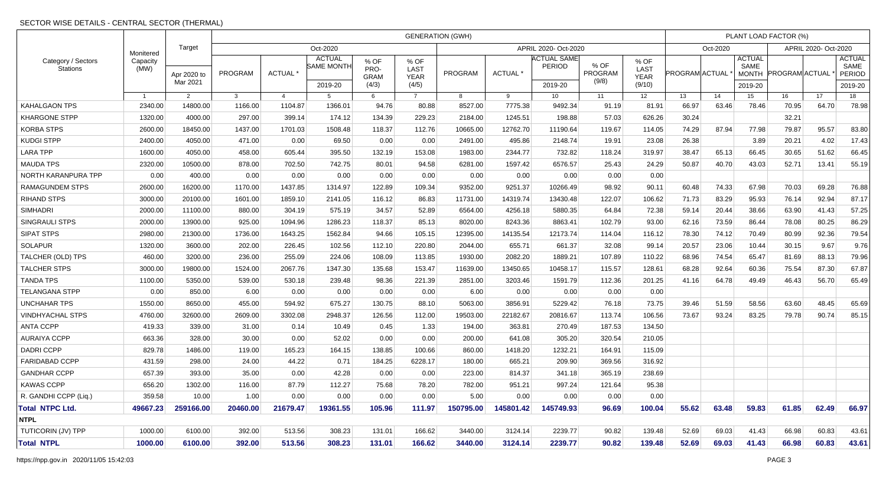SECTOR WISE DETAILS - CENTRAL SECTOR (THERMAL)

| Category / Sectors Stations | Monitered Capacity (MW) | Target | GENERATION (GWH) | | | | | | | | | | PLANT LOAD FACTOR (%) | | | | | |
|---|---|---|---|---|---|---|---|---|---|---|---|---|---|---|---|---|---|---|
| | | | Oct-2020 | | | | | APRIL 2020- Oct-2020 | | | | | Oct-2020 | | | APRIL 2020- Oct-2020 | | |
| | | Apr 2020 to Mar 2021 | PROGRAM | ACTUAL * | ACTUAL SAME MONTH 2019-20 | % OF PRO-GRAM (4/3) | % OF LAST YEAR (4/5) | PROGRAM | ACTUAL * | ACTUAL SAME PERIOD 2019-20 | % OF PROGRAM (9/8) | % OF LAST YEAR (9/10) | PROGRAM | ACTUAL * | ACTUAL SAME MONTH 2019-20 | PROGRAM | ACTUAL * | ACTUAL SAME PERIOD 2019-20 |
| | 1 | 2 | 3 | 4 | 5 | 6 | 7 | 8 | 9 | 10 | 11 | 12 | 13 | 14 | 15 | 16 | 17 | 18 |
| KAHALGAON TPS | 2340.00 | 14800.00 | 1166.00 | 1104.87 | 1366.01 | 94.76 | 80.88 | 8527.00 | 7775.38 | 9492.34 | 91.19 | 81.91 | 66.97 | 63.46 | 78.46 | 70.95 | 64.70 | 78.98 |
| KHARGONE STPP | 1320.00 | 4000.00 | 297.00 | 399.14 | 174.12 | 134.39 | 229.23 | 2184.00 | 1245.51 | 198.88 | 57.03 | 626.26 | 30.24 | | | 32.21 | | |
| KORBA STPS | 2600.00 | 18450.00 | 1437.00 | 1701.03 | 1508.48 | 118.37 | 112.76 | 10665.00 | 12762.70 | 11190.64 | 119.67 | 114.05 | 74.29 | 87.94 | 77.98 | 79.87 | 95.57 | 83.80 |
| KUDGI STPP | 2400.00 | 4050.00 | 471.00 | 0.00 | 69.50 | 0.00 | 0.00 | 2491.00 | 495.86 | 2148.74 | 19.91 | 23.08 | 26.38 | | 3.89 | 20.21 | 4.02 | 17.43 |
| LARA TPP | 1600.00 | 4050.00 | 458.00 | 605.44 | 395.50 | 132.19 | 153.08 | 1983.00 | 2344.77 | 732.82 | 118.24 | 319.97 | 38.47 | 65.13 | 66.45 | 30.65 | 51.62 | 66.45 |
| MAUDA TPS | 2320.00 | 10500.00 | 878.00 | 702.50 | 742.75 | 80.01 | 94.58 | 6281.00 | 1597.42 | 6576.57 | 25.43 | 24.29 | 50.87 | 40.70 | 43.03 | 52.71 | 13.41 | 55.19 |
| NORTH KARANPURA TPP | 0.00 | 400.00 | 0.00 | 0.00 | 0.00 | 0.00 | 0.00 | 0.00 | 0.00 | 0.00 | 0.00 | 0.00 | | | | | | |
| RAMAGUNDEM STPS | 2600.00 | 16200.00 | 1170.00 | 1437.85 | 1314.97 | 122.89 | 109.34 | 9352.00 | 9251.37 | 10266.49 | 98.92 | 90.11 | 60.48 | 74.33 | 67.98 | 70.03 | 69.28 | 76.88 |
| RIHAND STPS | 3000.00 | 20100.00 | 1601.00 | 1859.10 | 2141.05 | 116.12 | 86.83 | 11731.00 | 14319.74 | 13430.48 | 122.07 | 106.62 | 71.73 | 83.29 | 95.93 | 76.14 | 92.94 | 87.17 |
| SIMHADRI | 2000.00 | 11100.00 | 880.00 | 304.19 | 575.19 | 34.57 | 52.89 | 6564.00 | 4256.18 | 5880.35 | 64.84 | 72.38 | 59.14 | 20.44 | 38.66 | 63.90 | 41.43 | 57.25 |
| SINGRAULI STPS | 2000.00 | 13900.00 | 925.00 | 1094.96 | 1286.23 | 118.37 | 85.13 | 8020.00 | 8243.36 | 8863.41 | 102.79 | 93.00 | 62.16 | 73.59 | 86.44 | 78.08 | 80.25 | 86.29 |
| SIPAT STPS | 2980.00 | 21300.00 | 1736.00 | 1643.25 | 1562.84 | 94.66 | 105.15 | 12395.00 | 14135.54 | 12173.74 | 114.04 | 116.12 | 78.30 | 74.12 | 70.49 | 80.99 | 92.36 | 79.54 |
| SOLAPUR | 1320.00 | 3600.00 | 202.00 | 226.45 | 102.56 | 112.10 | 220.80 | 2044.00 | 655.71 | 661.37 | 32.08 | 99.14 | 20.57 | 23.06 | 10.44 | 30.15 | 9.67 | 9.76 |
| TALCHER (OLD) TPS | 460.00 | 3200.00 | 236.00 | 255.09 | 224.06 | 108.09 | 113.85 | 1930.00 | 2082.20 | 1889.21 | 107.89 | 110.22 | 68.96 | 74.54 | 65.47 | 81.69 | 88.13 | 79.96 |
| TALCHER STPS | 3000.00 | 19800.00 | 1524.00 | 2067.76 | 1347.30 | 135.68 | 153.47 | 11639.00 | 13450.65 | 10458.17 | 115.57 | 128.61 | 68.28 | 92.64 | 60.36 | 75.54 | 87.30 | 67.87 |
| TANDA TPS | 1100.00 | 5350.00 | 539.00 | 530.18 | 239.48 | 98.36 | 221.39 | 2851.00 | 3203.46 | 1591.79 | 112.36 | 201.25 | 41.16 | 64.78 | 49.49 | 46.43 | 56.70 | 65.49 |
| TELANGANA STPP | 0.00 | 850.00 | 6.00 | 0.00 | 0.00 | 0.00 | 0.00 | 6.00 | 0.00 | 0.00 | 0.00 | 0.00 | | | | | | |
| UNCHAHAR TPS | 1550.00 | 8650.00 | 455.00 | 594.92 | 675.27 | 130.75 | 88.10 | 5063.00 | 3856.91 | 5229.42 | 76.18 | 73.75 | 39.46 | 51.59 | 58.56 | 63.60 | 48.45 | 65.69 |
| VINDHYACHAL STPS | 4760.00 | 32600.00 | 2609.00 | 3302.08 | 2948.37 | 126.56 | 112.00 | 19503.00 | 22182.67 | 20816.67 | 113.74 | 106.56 | 73.67 | 93.24 | 83.25 | 79.78 | 90.74 | 85.15 |
| ANTA CCPP | 419.33 | 339.00 | 31.00 | 0.14 | 10.49 | 0.45 | 1.33 | 194.00 | 363.81 | 270.49 | 187.53 | 134.50 | | | | | | |
| AURAIYA CCPP | 663.36 | 328.00 | 30.00 | 0.00 | 52.02 | 0.00 | 0.00 | 200.00 | 641.08 | 305.20 | 320.54 | 210.05 | | | | | | |
| DADRI CCPP | 829.78 | 1486.00 | 119.00 | 165.23 | 164.15 | 138.85 | 100.66 | 860.00 | 1418.20 | 1232.21 | 164.91 | 115.09 | | | | | | |
| FARIDABAD CCPP | 431.59 | 298.00 | 24.00 | 44.22 | 0.71 | 184.25 | 6228.17 | 180.00 | 665.21 | 209.90 | 369.56 | 316.92 | | | | | | |
| GANDHAR CCPP | 657.39 | 393.00 | 35.00 | 0.00 | 42.28 | 0.00 | 0.00 | 223.00 | 814.37 | 341.18 | 365.19 | 238.69 | | | | | | |
| KAWAS CCPP | 656.20 | 1302.00 | 116.00 | 87.79 | 112.27 | 75.68 | 78.20 | 782.00 | 951.21 | 997.24 | 121.64 | 95.38 | | | | | | |
| R. GANDHI CCPP (Liq.) | 359.58 | 10.00 | 1.00 | 0.00 | 0.00 | 0.00 | 0.00 | 5.00 | 0.00 | 0.00 | 0.00 | 0.00 | | | | | | |
| **Total NTPC Ltd.** | **49667.23** | **259166.00** | **20460.00** | **21679.47** | **19361.55** | **105.96** | **111.97** | **150795.00** | **145801.42** | **145749.93** | **96.69** | **100.04** | **55.62** | **63.48** | **59.83** | **61.85** | **62.49** | **66.97** |
| **NTPL** | | | | | | | | | | | | | | | | | | |
| TUTICORIN (JV) TPP | 1000.00 | 6100.00 | 392.00 | 513.56 | 308.23 | 131.01 | 166.62 | 3440.00 | 3124.14 | 2239.77 | 90.82 | 139.48 | 52.69 | 69.03 | 41.43 | 66.98 | 60.83 | 43.61 |
| **Total NTPL** | **1000.00** | **6100.00** | **392.00** | **513.56** | **308.23** | **131.01** | **166.62** | **3440.00** | **3124.14** | **2239.77** | **90.82** | **139.48** | **52.69** | **69.03** | **41.43** | **66.98** | **60.83** | **43.61** |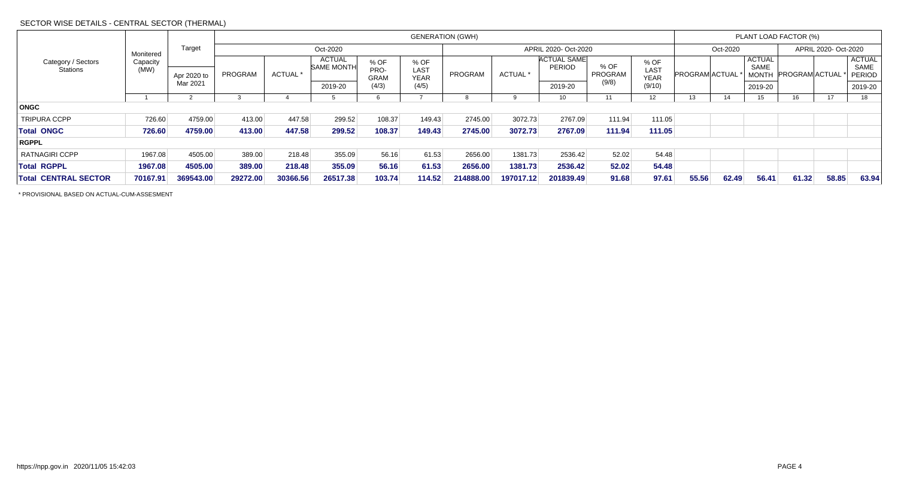SECTOR WISE DETAILS - CENTRAL SECTOR (THERMAL)

| Category / Sectors Stations | Monitered Capacity (MW) | Target | GENERATION (GWH) | | | | | | | | | | PLANT LOAD FACTOR (%) | | | | | |
|---|---|---|---|---|---|---|---|---|---|---|---|---|---|---|---|---|---|---|
| | | | Oct-2020 | | | | | APRIL 2020- Oct-2020 | | | | | Oct-2020 | | | APRIL 2020- Oct-2020 | | |
| | | Apr 2020 to Mar 2021 | PROGRAM | ACTUAL * | ACTUAL SAME MONTH 2019-20 | % OF PRO-GRAM (4/3) | % OF LAST YEAR (4/5) | PROGRAM | ACTUAL * | ACTUAL SAME PERIOD 2019-20 | % OF PROGRAM (9/8) | % OF LAST YEAR (9/10) | PROGRAM | ACTUAL * | ACTUAL SAME MONTH 2019-20 | PROGRAM | ACTUAL * | ACTUAL SAME PERIOD 2019-20 |
| | 1 | 2 | 3 | 4 | 5 | 6 | 7 | 8 | 9 | 10 | 11 | 12 | 13 | 14 | 15 | 16 | 17 | 18 |
| **ONGC** | | | | | | | | | | | | | | | | | | |
| TRIPURA CCPP | 726.60 | 4759.00 | 413.00 | 447.58 | 299.52 | 108.37 | 149.43 | 2745.00 | 3072.73 | 2767.09 | 111.94 | 111.05 | | | | | | |
| **Total ONGC** | **726.60** | **4759.00** | **413.00** | **447.58** | **299.52** | **108.37** | **149.43** | **2745.00** | **3072.73** | **2767.09** | **111.94** | **111.05** | | | | | | |
| **RGPPL** | | | | | | | | | | | | | | | | | | |
| RATNAGIRI CCPP | 1967.08 | 4505.00 | 389.00 | 218.48 | 355.09 | 56.16 | 61.53 | 2656.00 | 1381.73 | 2536.42 | 52.02 | 54.48 | | | | | | |
| **Total RGPPL** | **1967.08** | **4505.00** | **389.00** | **218.48** | **355.09** | **56.16** | **61.53** | **2656.00** | **1381.73** | **2536.42** | **52.02** | **54.48** | | | | | | |
| **Total CENTRAL SECTOR** | **70167.91** | **369543.00** | **29272.00** | **30366.56** | **26517.38** | **103.74** | **114.52** | **214888.00** | **197017.12** | **201839.49** | **91.68** | **97.61** | **55.56** | **62.49** | **56.41** | **61.32** | **58.85** | **63.94** |

* PROVISIONAL BASED ON ACTUAL-CUM-ASSESMENT